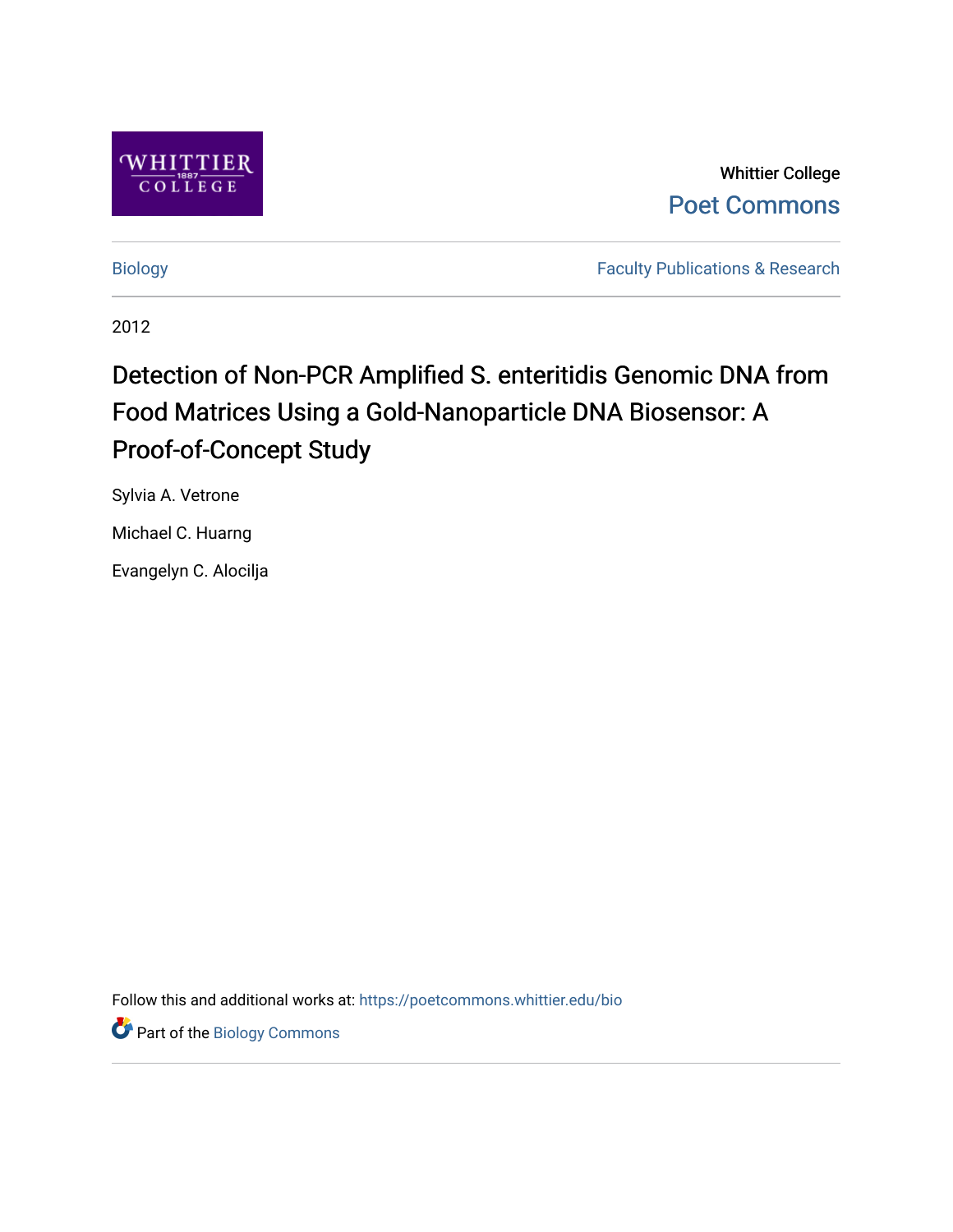Whittier College

Poet Commons

Biology

Faculty Publications & Research

2012

# Detection of Non-PCR Amplified S. enteritidis Genomic DNA from Food Matrices Using a Gold-Nanoparticle DNA Biosensor: A Proof-of-Concept Study

Sylvia A. Vetrone

Michael C. Huarng

Evangelyn C. Alocilja

Follow this and additional works at: https://poetcommons.whittier.edu/bio

Part of the Biology Commons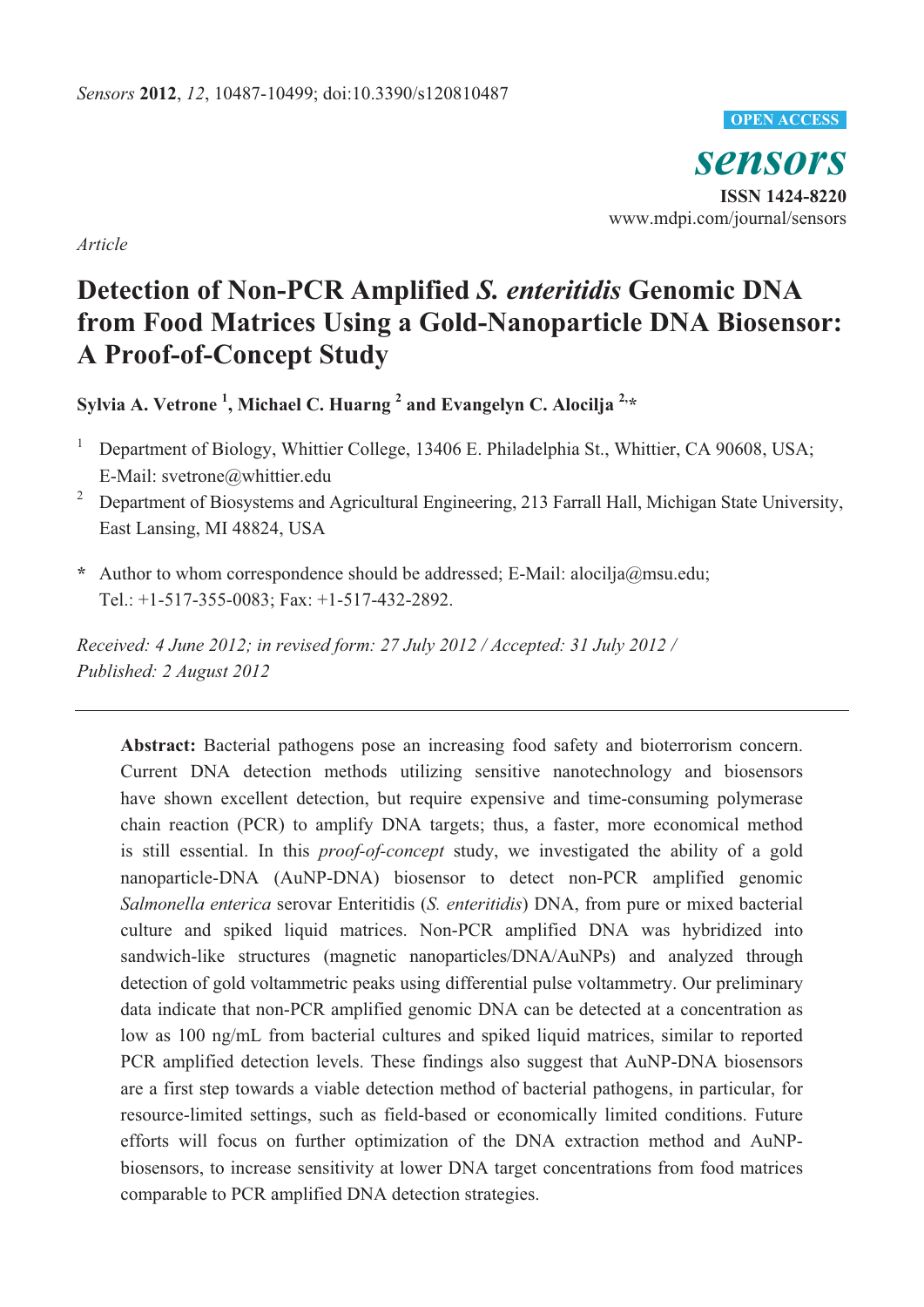Article

# Detection of Non-PCR Amplified *S. enteritidis* Genomic DNA from Food Matrices Using a Gold-Nanoparticle DNA Biosensor: A Proof-of-Concept Study

**Sylvia A. Vetrone [1], Michael C. Huarng [2] and Evangelyn C. Alocilja [2,*]**

[1] Department of Biology, Whittier College, 13406 E. Philadelphia St., Whittier, CA 90608, USA; E-Mail: svetrone@whittier.edu

[2] Department of Biosystems and Agricultural Engineering, 213 Farrall Hall, Michigan State University, East Lansing, MI 48824, USA

\* Author to whom correspondence should be addressed; E-Mail: alocilja@msu.edu; Tel.: +1-517-355-0083; Fax: +1-517-432-2892.

*Received: 4 June 2012; in revised form: 27 July 2012 / Accepted: 31 July 2012 / Published: 2 August 2012*

**Abstract:** Bacterial pathogens pose an increasing food safety and bioterrorism concern. Current DNA detection methods utilizing sensitive nanotechnology and biosensors have shown excellent detection, but require expensive and time-consuming polymerase chain reaction (PCR) to amplify DNA targets; thus, a faster, more economical method is still essential. In this *proof-of-concept* study, we investigated the ability of a gold nanoparticle-DNA (AuNP-DNA) biosensor to detect non-PCR amplified genomic *Salmonella enterica* serovar Enteritidis (*S. enteritidis*) DNA, from pure or mixed bacterial culture and spiked liquid matrices. Non-PCR amplified DNA was hybridized into sandwich-like structures (magnetic nanoparticles/DNA/AuNPs) and analyzed through detection of gold voltammetric peaks using differential pulse voltammetry. Our preliminary data indicate that non-PCR amplified genomic DNA can be detected at a concentration as low as 100 ng/mL from bacterial cultures and spiked liquid matrices, similar to reported PCR amplified detection levels. These findings also suggest that AuNP-DNA biosensors are a first step towards a viable detection method of bacterial pathogens, in particular, for resource-limited settings, such as field-based or economically limited conditions. Future efforts will focus on further optimization of the DNA extraction method and AuNP-biosensors, to increase sensitivity at lower DNA target concentrations from food matrices comparable to PCR amplified DNA detection strategies.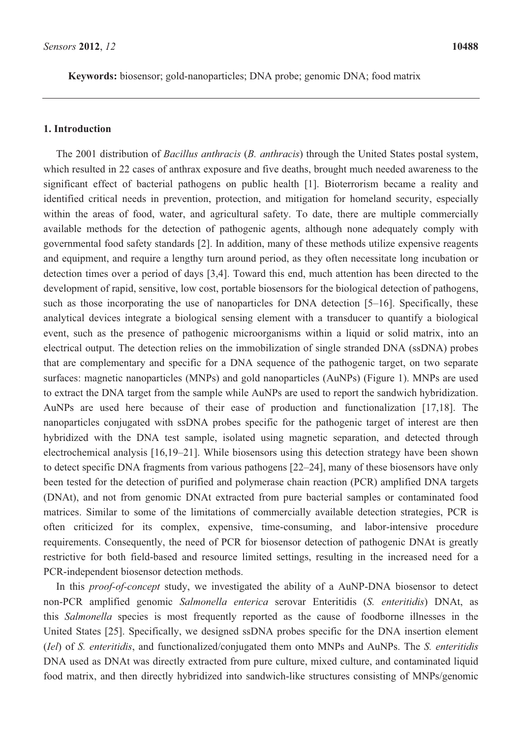**Keywords:** biosensor; gold-nanoparticles; DNA probe; genomic DNA; food matrix

## 1. Introduction

The 2001 distribution of *Bacillus anthracis* (*B. anthracis*) through the United States postal system, which resulted in 22 cases of anthrax exposure and five deaths, brought much needed awareness to the significant effect of bacterial pathogens on public health [1]. Bioterrorism became a reality and identified critical needs in prevention, protection, and mitigation for homeland security, especially within the areas of food, water, and agricultural safety. To date, there are multiple commercially available methods for the detection of pathogenic agents, although none adequately comply with governmental food safety standards [2]. In addition, many of these methods utilize expensive reagents and equipment, and require a lengthy turn around period, as they often necessitate long incubation or detection times over a period of days [3,4]. Toward this end, much attention has been directed to the development of rapid, sensitive, low cost, portable biosensors for the biological detection of pathogens, such as those incorporating the use of nanoparticles for DNA detection [5–16]. Specifically, these analytical devices integrate a biological sensing element with a transducer to quantify a biological event, such as the presence of pathogenic microorganisms within a liquid or solid matrix, into an electrical output. The detection relies on the immobilization of single stranded DNA (ssDNA) probes that are complementary and specific for a DNA sequence of the pathogenic target, on two separate surfaces: magnetic nanoparticles (MNPs) and gold nanoparticles (AuNPs) (Figure 1). MNPs are used to extract the DNA target from the sample while AuNPs are used to report the sandwich hybridization. AuNPs are used here because of their ease of production and functionalization [17,18]. The nanoparticles conjugated with ssDNA probes specific for the pathogenic target of interest are then hybridized with the DNA test sample, isolated using magnetic separation, and detected through electrochemical analysis [16,19–21]. While biosensors using this detection strategy have been shown to detect specific DNA fragments from various pathogens [22–24], many of these biosensors have only been tested for the detection of purified and polymerase chain reaction (PCR) amplified DNA targets (DNAt), and not from genomic DNAt extracted from pure bacterial samples or contaminated food matrices. Similar to some of the limitations of commercially available detection strategies, PCR is often criticized for its complex, expensive, time-consuming, and labor-intensive procedure requirements. Consequently, the need of PCR for biosensor detection of pathogenic DNAt is greatly restrictive for both field-based and resource limited settings, resulting in the increased need for a PCR-independent biosensor detection methods.

In this *proof-of-concept* study, we investigated the ability of a AuNP-DNA biosensor to detect non-PCR amplified genomic *Salmonella enterica* serovar Enteritidis (*S. enteritidis*) DNAt, as this *Salmonella* species is most frequently reported as the cause of foodborne illnesses in the United States [25]. Specifically, we designed ssDNA probes specific for the DNA insertion element (*Iel*) of *S. enteritidis*, and functionalized/conjugated them onto MNPs and AuNPs. The *S. enteritidis* DNA used as DNAt was directly extracted from pure culture, mixed culture, and contaminated liquid food matrix, and then directly hybridized into sandwich-like structures consisting of MNPs/genomic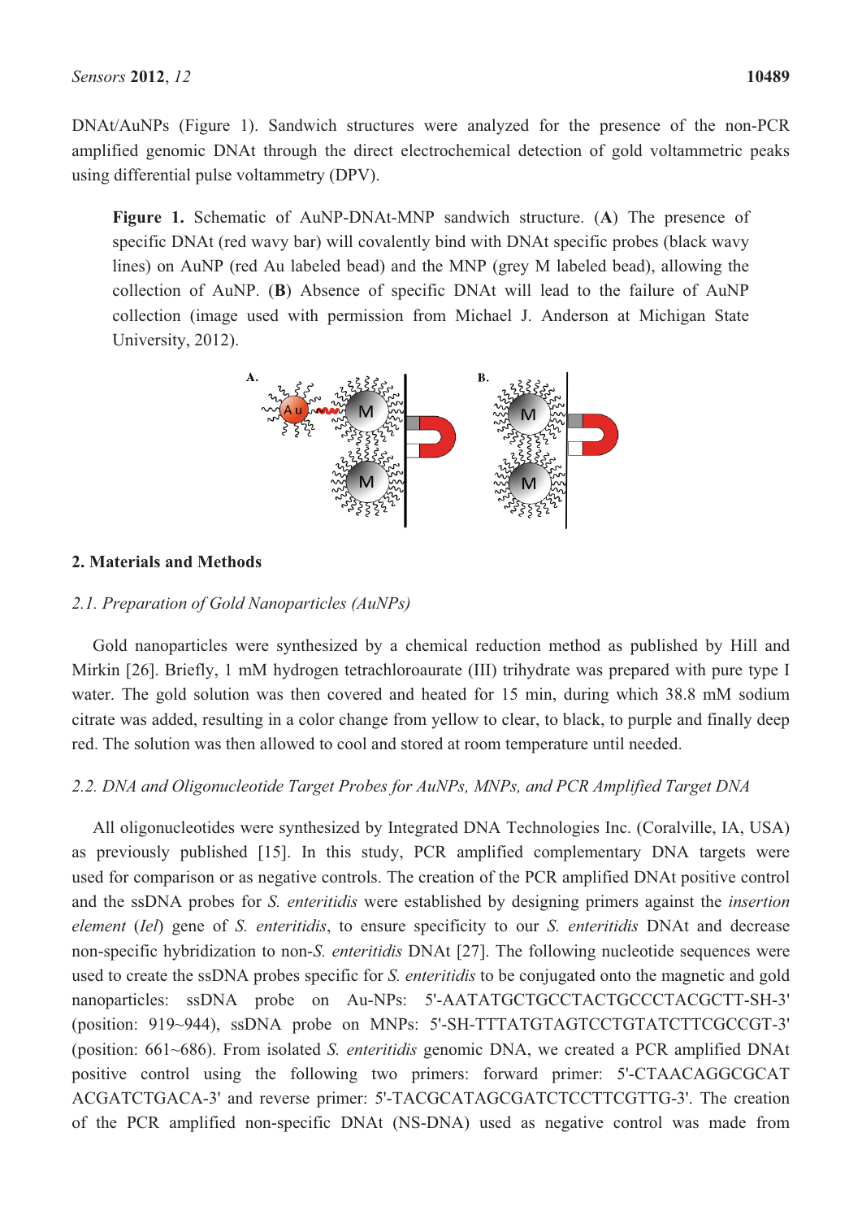DNAt/AuNPs (Figure 1). Sandwich structures were analyzed for the presence of the non-PCR amplified genomic DNAt through the direct electrochemical detection of gold voltammetric peaks using differential pulse voltammetry (DPV).

**Figure 1.** Schematic of AuNP-DNAt-MNP sandwich structure. (**A**) The presence of specific DNAt (red wavy bar) will covalently bind with DNAt specific probes (black wavy lines) on AuNP (red Au labeled bead) and the MNP (grey M labeled bead), allowing the collection of AuNP. (**B**) Absence of specific DNAt will lead to the failure of AuNP collection (image used with permission from Michael J. Anderson at Michigan State University, 2012).

## 2. Materials and Methods

### *2.1. Preparation of Gold Nanoparticles (AuNPs)*

Gold nanoparticles were synthesized by a chemical reduction method as published by Hill and Mirkin [26]. Briefly, 1 mM hydrogen tetrachloroaurate (III) trihydrate was prepared with pure type I water. The gold solution was then covered and heated for 15 min, during which 38.8 mM sodium citrate was added, resulting in a color change from yellow to clear, to black, to purple and finally deep red. The solution was then allowed to cool and stored at room temperature until needed.

### *2.2. DNA and Oligonucleotide Target Probes for AuNPs, MNPs, and PCR Amplified Target DNA*

All oligonucleotides were synthesized by Integrated DNA Technologies Inc. (Coralville, IA, USA) as previously published [15]. In this study, PCR amplified complementary DNA targets were used for comparison or as negative controls. The creation of the PCR amplified DNAt positive control and the ssDNA probes for *S. enteritidis* were established by designing primers against the *insertion element* (*Iel*) gene of *S. enteritidis*, to ensure specificity to our *S. enteritidis* DNAt and decrease non-specific hybridization to non-*S. enteritidis* DNAt [27]. The following nucleotide sequences were used to create the ssDNA probes specific for *S. enteritidis* to be conjugated onto the magnetic and gold nanoparticles: ssDNA probe on Au-NPs: 5'-AATATGCTGCCTACTGCCCTACGCTT-SH-3' (position: 919~944), ssDNA probe on MNPs: 5'-SH-TTTATGTAGTCCTGTATCTTCGCCGT-3' (position: 661~686). From isolated *S. enteritidis* genomic DNA, we created a PCR amplified DNAt positive control using the following two primers: forward primer: 5'-CTAACAGGCGCAT ACGATCTGACA-3' and reverse primer: 5'-TACGCATAGCGATCTCCTTCGTTG-3'. The creation of the PCR amplified non-specific DNAt (NS-DNA) used as negative control was made from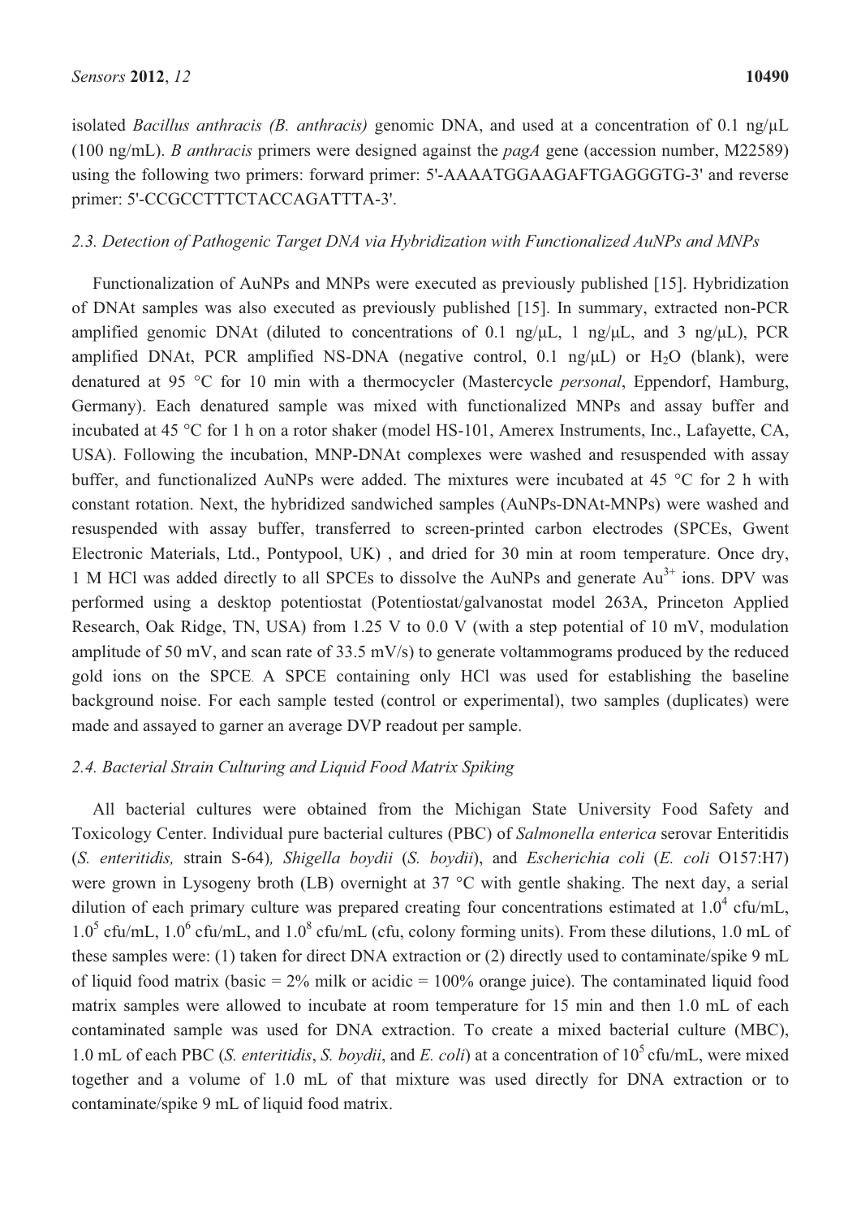isolated *Bacillus anthracis (B. anthracis)* genomic DNA, and used at a concentration of 0.1 ng/μL (100 ng/mL). *B anthracis* primers were designed against the *pagA* gene (accession number, M22589) using the following two primers: forward primer: 5'-AAAATGGAAGAFTGAGGGTG-3' and reverse primer: 5'-CCGCCTTTCTACCAGATTTA-3'.

### 2.3. Detection of Pathogenic Target DNA via Hybridization with Functionalized AuNPs and MNPs

Functionalization of AuNPs and MNPs were executed as previously published [15]. Hybridization of DNAt samples was also executed as previously published [15]. In summary, extracted non-PCR amplified genomic DNAt (diluted to concentrations of 0.1 ng/μL, 1 ng/μL, and 3 ng/μL), PCR amplified DNAt, PCR amplified NS-DNA (negative control, 0.1 ng/μL) or $H_2O$ (blank), were denatured at 95 °C for 10 min with a thermocycler (Mastercycle *personal*, Eppendorf, Hamburg, Germany). Each denatured sample was mixed with functionalized MNPs and assay buffer and incubated at 45 °C for 1 h on a rotor shaker (model HS-101, Amerex Instruments, Inc., Lafayette, CA, USA). Following the incubation, MNP-DNAt complexes were washed and resuspended with assay buffer, and functionalized AuNPs were added. The mixtures were incubated at 45 °C for 2 h with constant rotation. Next, the hybridized sandwiched samples (AuNPs-DNAt-MNPs) were washed and resuspended with assay buffer, transferred to screen-printed carbon electrodes (SPCEs, Gwent Electronic Materials, Ltd., Pontypool, UK) , and dried for 30 min at room temperature. Once dry, 1 M HCl was added directly to all SPCEs to dissolve the AuNPs and generate $Au^{3+}$ ions. DPV was performed using a desktop potentiostat (Potentiostat/galvanostat model 263A, Princeton Applied Research, Oak Ridge, TN, USA) from 1.25 V to 0.0 V (with a step potential of 10 mV, modulation amplitude of 50 mV, and scan rate of 33.5 mV/s) to generate voltammograms produced by the reduced gold ions on the SPCE. A SPCE containing only HCl was used for establishing the baseline background noise. For each sample tested (control or experimental), two samples (duplicates) were made and assayed to garner an average DVP readout per sample.

### 2.4. Bacterial Strain Culturing and Liquid Food Matrix Spiking

All bacterial cultures were obtained from the Michigan State University Food Safety and Toxicology Center. Individual pure bacterial cultures (PBC) of *Salmonella enterica* serovar Enteritidis (*S. enteritidis,* strain S-64)*, Shigella boydii* (*S. boydii*), and *Escherichia coli* (*E. coli* O157:H7) were grown in Lysogeny broth (LB) overnight at 37 °C with gentle shaking. The next day, a serial dilution of each primary culture was prepared creating four concentrations estimated at $1.0^4$ cfu/mL, $1.0^5$ cfu/mL, $1.0^6$ cfu/mL, and $1.0^8$ cfu/mL (cfu, colony forming units). From these dilutions, 1.0 mL of these samples were: (1) taken for direct DNA extraction or (2) directly used to contaminate/spike 9 mL of liquid food matrix (basic = 2% milk or acidic = 100% orange juice). The contaminated liquid food matrix samples were allowed to incubate at room temperature for 15 min and then 1.0 mL of each contaminated sample was used for DNA extraction. To create a mixed bacterial culture (MBC), 1.0 mL of each PBC (*S. enteritidis*, *S. boydii*, and *E. coli*) at a concentration of $10^5$ cfu/mL, were mixed together and a volume of 1.0 mL of that mixture was used directly for DNA extraction or to contaminate/spike 9 mL of liquid food matrix.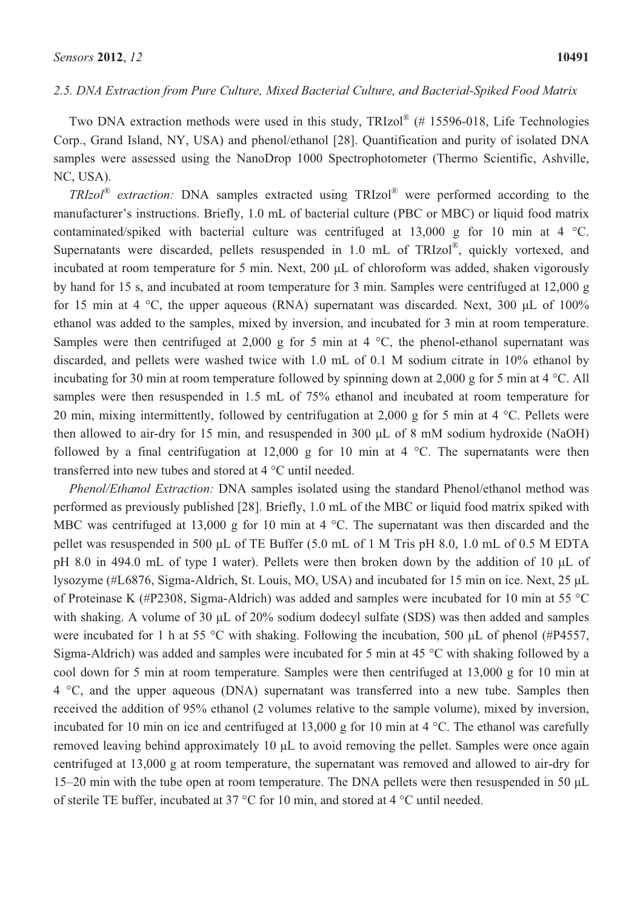### 2.5. DNA Extraction from Pure Culture, Mixed Bacterial Culture, and Bacterial-Spiked Food Matrix

Two DNA extraction methods were used in this study, TRIzol® (# 15596-018, Life Technologies Corp., Grand Island, NY, USA) and phenol/ethanol [28]. Quantification and purity of isolated DNA samples were assessed using the NanoDrop 1000 Spectrophotometer (Thermo Scientific, Ashville, NC, USA).

*TRIzol® extraction:* DNA samples extracted using TRIzol® were performed according to the manufacturer's instructions. Briefly, 1.0 mL of bacterial culture (PBC or MBC) or liquid food matrix contaminated/spiked with bacterial culture was centrifuged at 13,000 g for 10 min at 4 °C. Supernatants were discarded, pellets resuspended in 1.0 mL of TRIzol®, quickly vortexed, and incubated at room temperature for 5 min. Next, 200 µL of chloroform was added, shaken vigorously by hand for 15 s, and incubated at room temperature for 3 min. Samples were centrifuged at 12,000 g for 15 min at 4 °C, the upper aqueous (RNA) supernatant was discarded. Next, 300 µL of 100% ethanol was added to the samples, mixed by inversion, and incubated for 3 min at room temperature. Samples were then centrifuged at 2,000 g for 5 min at 4 °C, the phenol-ethanol supernatant was discarded, and pellets were washed twice with 1.0 mL of 0.1 M sodium citrate in 10% ethanol by incubating for 30 min at room temperature followed by spinning down at 2,000 g for 5 min at 4 °C. All samples were then resuspended in 1.5 mL of 75% ethanol and incubated at room temperature for 20 min, mixing intermittently, followed by centrifugation at 2,000 g for 5 min at 4 °C. Pellets were then allowed to air-dry for 15 min, and resuspended in 300 µL of 8 mM sodium hydroxide (NaOH) followed by a final centrifugation at 12,000 g for 10 min at 4 °C. The supernatants were then transferred into new tubes and stored at 4 °C until needed.

*Phenol/Ethanol Extraction:* DNA samples isolated using the standard Phenol/ethanol method was performed as previously published [28]. Briefly, 1.0 mL of the MBC or liquid food matrix spiked with MBC was centrifuged at 13,000 g for 10 min at 4 °C. The supernatant was then discarded and the pellet was resuspended in 500 µL of TE Buffer (5.0 mL of 1 M Tris pH 8.0, 1.0 mL of 0.5 M EDTA pH 8.0 in 494.0 mL of type I water). Pellets were then broken down by the addition of 10 µL of lysozyme (#L6876, Sigma-Aldrich, St. Louis, MO, USA) and incubated for 15 min on ice. Next, 25 µL of Proteinase K (#P2308, Sigma-Aldrich) was added and samples were incubated for 10 min at 55 °C with shaking. A volume of 30 µL of 20% sodium dodecyl sulfate (SDS) was then added and samples were incubated for 1 h at 55 °C with shaking. Following the incubation, 500 µL of phenol (#P4557, Sigma-Aldrich) was added and samples were incubated for 5 min at 45 °C with shaking followed by a cool down for 5 min at room temperature. Samples were then centrifuged at 13,000 g for 10 min at 4 °C, and the upper aqueous (DNA) supernatant was transferred into a new tube. Samples then received the addition of 95% ethanol (2 volumes relative to the sample volume), mixed by inversion, incubated for 10 min on ice and centrifuged at 13,000 g for 10 min at 4 °C. The ethanol was carefully removed leaving behind approximately 10 µL to avoid removing the pellet. Samples were once again centrifuged at 13,000 g at room temperature, the supernatant was removed and allowed to air-dry for 15–20 min with the tube open at room temperature. The DNA pellets were then resuspended in 50 µL of sterile TE buffer, incubated at 37 °C for 10 min, and stored at 4 °C until needed.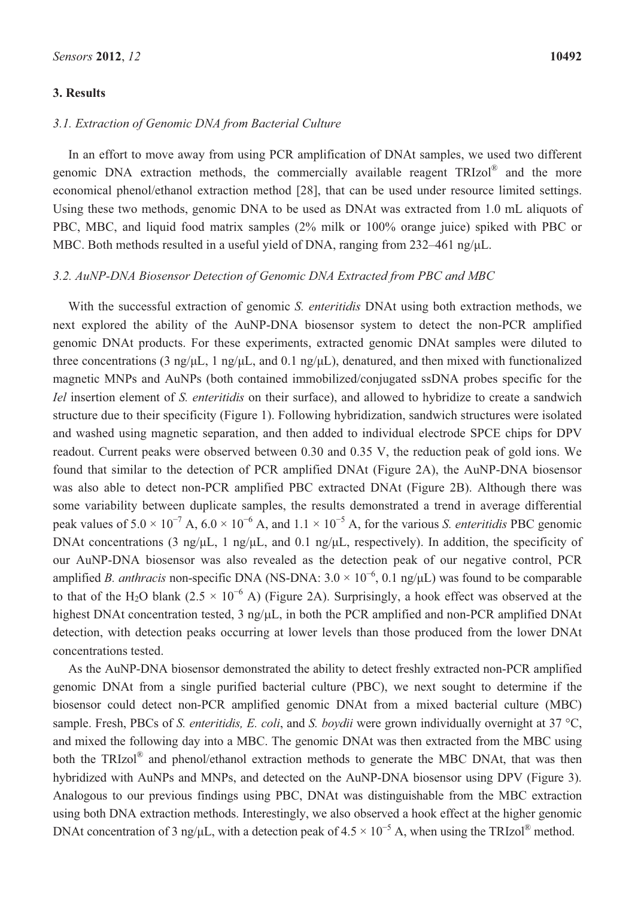## 3. Results

### 3.1. Extraction of Genomic DNA from Bacterial Culture

In an effort to move away from using PCR amplification of DNAt samples, we used two different genomic DNA extraction methods, the commercially available reagent TRIzol® and the more economical phenol/ethanol extraction method [28], that can be used under resource limited settings. Using these two methods, genomic DNA to be used as DNAt was extracted from 1.0 mL aliquots of PBC, MBC, and liquid food matrix samples (2% milk or 100% orange juice) spiked with PBC or MBC. Both methods resulted in a useful yield of DNA, ranging from 232–461 ng/μL.

### 3.2. AuNP-DNA Biosensor Detection of Genomic DNA Extracted from PBC and MBC

With the successful extraction of genomic *S. enteritidis* DNAt using both extraction methods, we next explored the ability of the AuNP-DNA biosensor system to detect the non-PCR amplified genomic DNAt products. For these experiments, extracted genomic DNAt samples were diluted to three concentrations (3 ng/μL, 1 ng/μL, and 0.1 ng/μL), denatured, and then mixed with functionalized magnetic MNPs and AuNPs (both contained immobilized/conjugated ssDNA probes specific for the *Iel* insertion element of *S. enteritidis* on their surface), and allowed to hybridize to create a sandwich structure due to their specificity (Figure 1). Following hybridization, sandwich structures were isolated and washed using magnetic separation, and then added to individual electrode SPCE chips for DPV readout. Current peaks were observed between 0.30 and 0.35 V, the reduction peak of gold ions. We found that similar to the detection of PCR amplified DNAt (Figure 2A), the AuNP-DNA biosensor was also able to detect non-PCR amplified PBC extracted DNAt (Figure 2B). Although there was some variability between duplicate samples, the results demonstrated a trend in average differential peak values of $5.0 \times 10^{-7}$ A, $6.0 \times 10^{-6}$ A, and $1.1 \times 10^{-5}$ A, for the various *S. enteritidis* PBC genomic DNAt concentrations (3 ng/μL, 1 ng/μL, and 0.1 ng/μL, respectively). In addition, the specificity of our AuNP-DNA biosensor was also revealed as the detection peak of our negative control, PCR amplified *B. anthracis* non-specific DNA (NS-DNA: $3.0 \times 10^{-6}$, 0.1 ng/μL) was found to be comparable to that of the $H_2O$ blank ($2.5 \times 10^{-6}$ A) (Figure 2A). Surprisingly, a hook effect was observed at the highest DNAt concentration tested, 3 ng/μL, in both the PCR amplified and non-PCR amplified DNAt detection, with detection peaks occurring at lower levels than those produced from the lower DNAt concentrations tested.

As the AuNP-DNA biosensor demonstrated the ability to detect freshly extracted non-PCR amplified genomic DNAt from a single purified bacterial culture (PBC), we next sought to determine if the biosensor could detect non-PCR amplified genomic DNAt from a mixed bacterial culture (MBC) sample. Fresh, PBCs of *S. enteritidis, E. coli*, and *S. boydii* were grown individually overnight at 37 °C, and mixed the following day into a MBC. The genomic DNAt was then extracted from the MBC using both the TRIzol® and phenol/ethanol extraction methods to generate the MBC DNAt, that was then hybridized with AuNPs and MNPs, and detected on the AuNP-DNA biosensor using DPV (Figure 3). Analogous to our previous findings using PBC, DNAt was distinguishable from the MBC extraction using both DNA extraction methods. Interestingly, we also observed a hook effect at the higher genomic DNAt concentration of 3 ng/μL, with a detection peak of $4.5 \times 10^{-5}$ A, when using the TRIzol® method.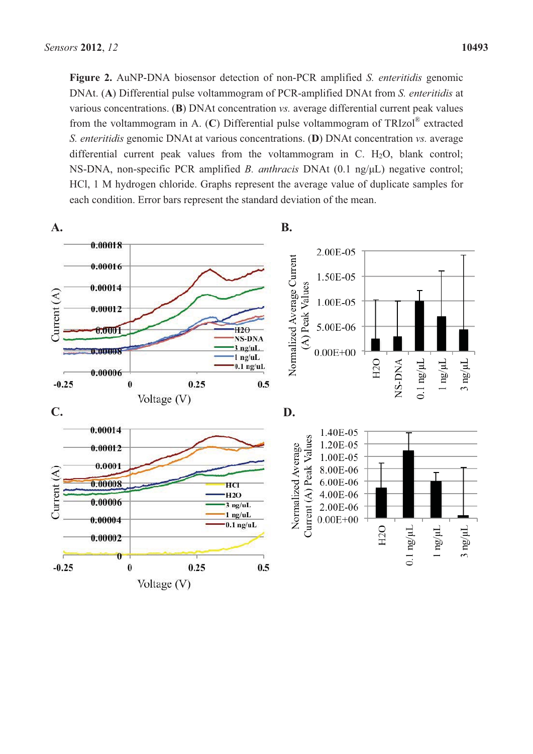**Figure 2.** AuNP-DNA biosensor detection of non-PCR amplified *S. enteritidis* genomic DNAt. (**A**) Differential pulse voltammogram of PCR-amplified DNAt from *S. enteritidis* at various concentrations. (**B**) DNAt concentration *vs.* average differential current peak values from the voltammogram in A. (**C**) Differential pulse voltammogram of TRIzol® extracted *S. enteritidis* genomic DNAt at various concentrations. (**D**) DNAt concentration *vs.* average differential current peak values from the voltammogram in C. $H_2O$, blank control; NS-DNA, non-specific PCR amplified *B. anthracis* DNAt (0.1 ng/μL) negative control; HCl, 1 M hydrogen chloride. Graphs represent the average value of duplicate samples for each condition. Error bars represent the standard deviation of the mean.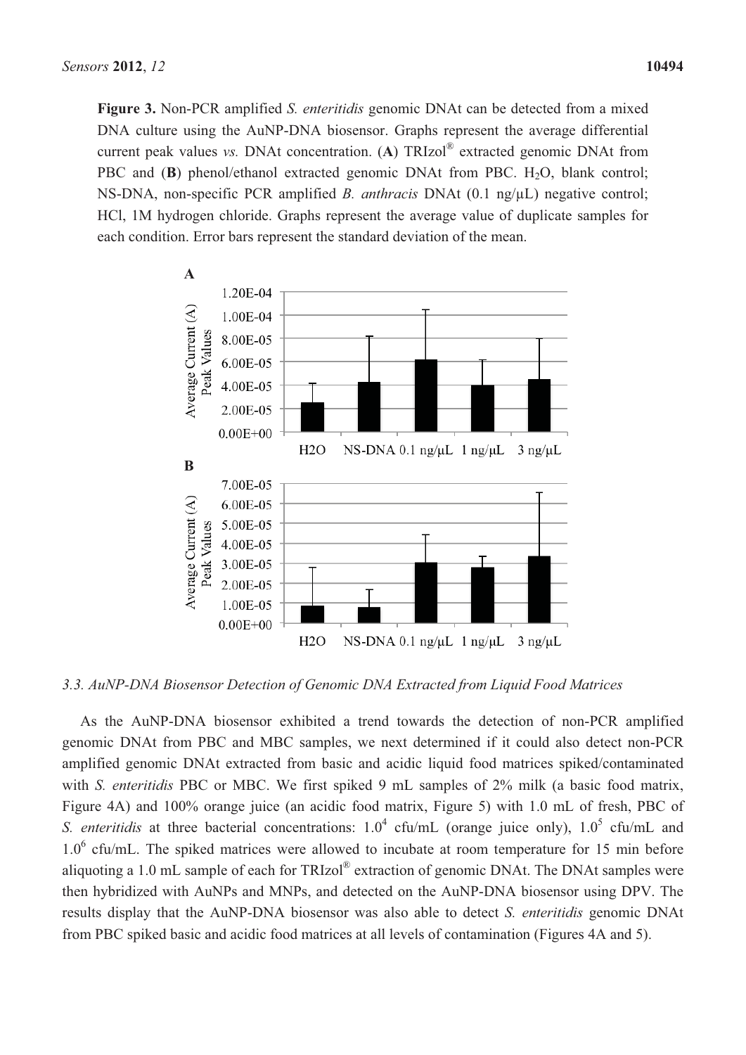**Figure 3.** Non-PCR amplified *S. enteritidis* genomic DNAt can be detected from a mixed DNA culture using the AuNP-DNA biosensor. Graphs represent the average differential current peak values *vs.* DNAt concentration. (**A**) TRIzol® extracted genomic DNAt from PBC and (**B**) phenol/ethanol extracted genomic DNAt from PBC. $H_2O$, blank control; NS-DNA, non-specific PCR amplified *B. anthracis* DNAt (0.1 ng/μL) negative control; HCl, 1M hydrogen chloride. Graphs represent the average value of duplicate samples for each condition. Error bars represent the standard deviation of the mean.

### 3.3. AuNP-DNA Biosensor Detection of Genomic DNA Extracted from Liquid Food Matrices

As the AuNP-DNA biosensor exhibited a trend towards the detection of non-PCR amplified genomic DNAt from PBC and MBC samples, we next determined if it could also detect non-PCR amplified genomic DNAt extracted from basic and acidic liquid food matrices spiked/contaminated with *S. enteritidis* PBC or MBC. We first spiked 9 mL samples of 2% milk (a basic food matrix, Figure 4A) and 100% orange juice (an acidic food matrix, Figure 5) with 1.0 mL of fresh, PBC of *S. enteritidis* at three bacterial concentrations: $1.0^4$ cfu/mL (orange juice only), $1.0^5$ cfu/mL and $1.0^6$ cfu/mL. The spiked matrices were allowed to incubate at room temperature for 15 min before aliquoting a 1.0 mL sample of each for TRIzol® extraction of genomic DNAt. The DNAt samples were then hybridized with AuNPs and MNPs, and detected on the AuNP-DNA biosensor using DPV. The results display that the AuNP-DNA biosensor was also able to detect *S. enteritidis* genomic DNAt from PBC spiked basic and acidic food matrices at all levels of contamination (Figures 4A and 5).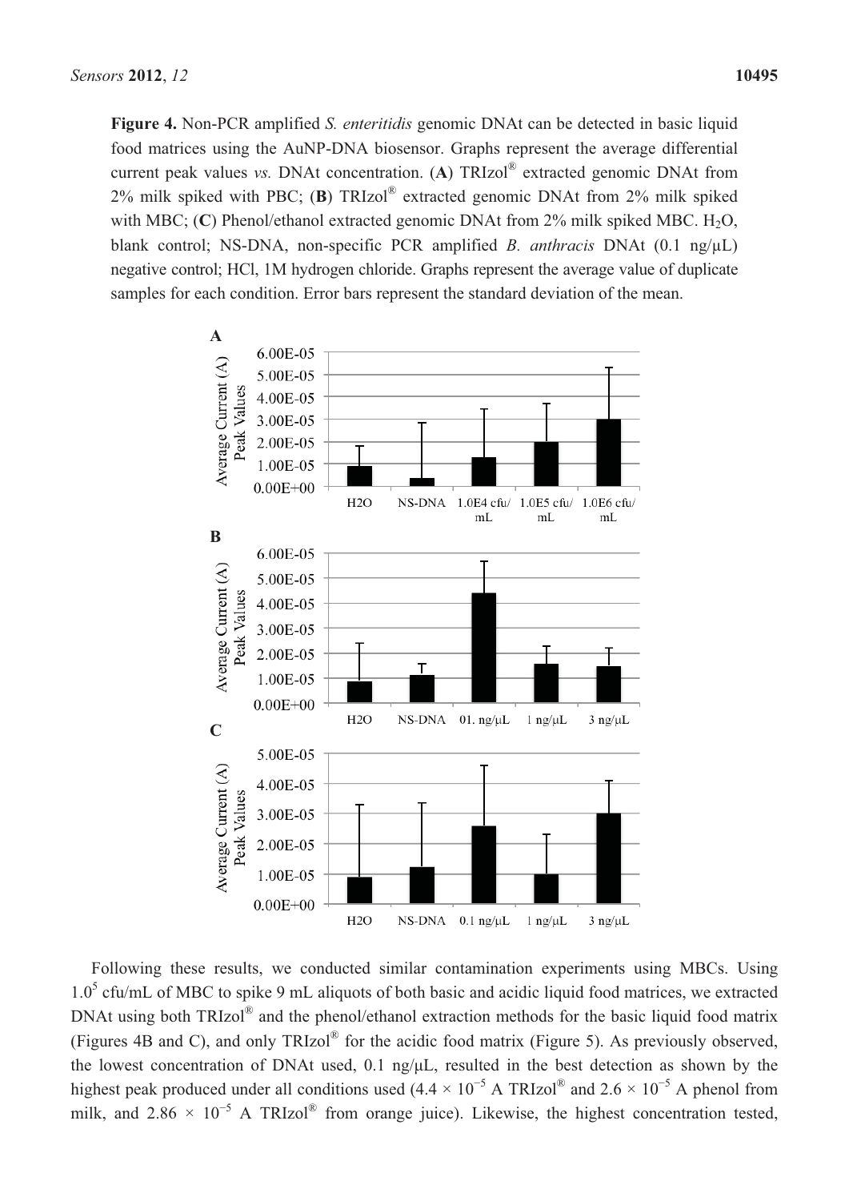**Figure 4.** Non-PCR amplified *S. enteritidis* genomic DNAt can be detected in basic liquid food matrices using the AuNP-DNA biosensor. Graphs represent the average differential current peak values *vs.* DNAt concentration. (**A**) TRIzol® extracted genomic DNAt from 2% milk spiked with PBC; (**B**) TRIzol® extracted genomic DNAt from 2% milk spiked with MBC; (**C**) Phenol/ethanol extracted genomic DNAt from 2% milk spiked MBC. $H_2O$, blank control; NS-DNA, non-specific PCR amplified *B. anthracis* DNAt (0.1 ng/μL) negative control; HCl, 1M hydrogen chloride. Graphs represent the average value of duplicate samples for each condition. Error bars represent the standard deviation of the mean.

Following these results, we conducted similar contamination experiments using MBCs. Using $1.0^5$ cfu/mL of MBC to spike 9 mL aliquots of both basic and acidic liquid food matrices, we extracted DNAt using both TRIzol® and the phenol/ethanol extraction methods for the basic liquid food matrix (Figures 4B and C), and only TRIzol® for the acidic food matrix (Figure 5). As previously observed, the lowest concentration of DNAt used, 0.1 ng/μL, resulted in the best detection as shown by the highest peak produced under all conditions used ($4.4 \times 10^{-5}$ A TRIzol® and $2.6 \times 10^{-5}$ A phenol from milk, and $2.86 \times 10^{-5}$ A TRIzol® from orange juice). Likewise, the highest concentration tested,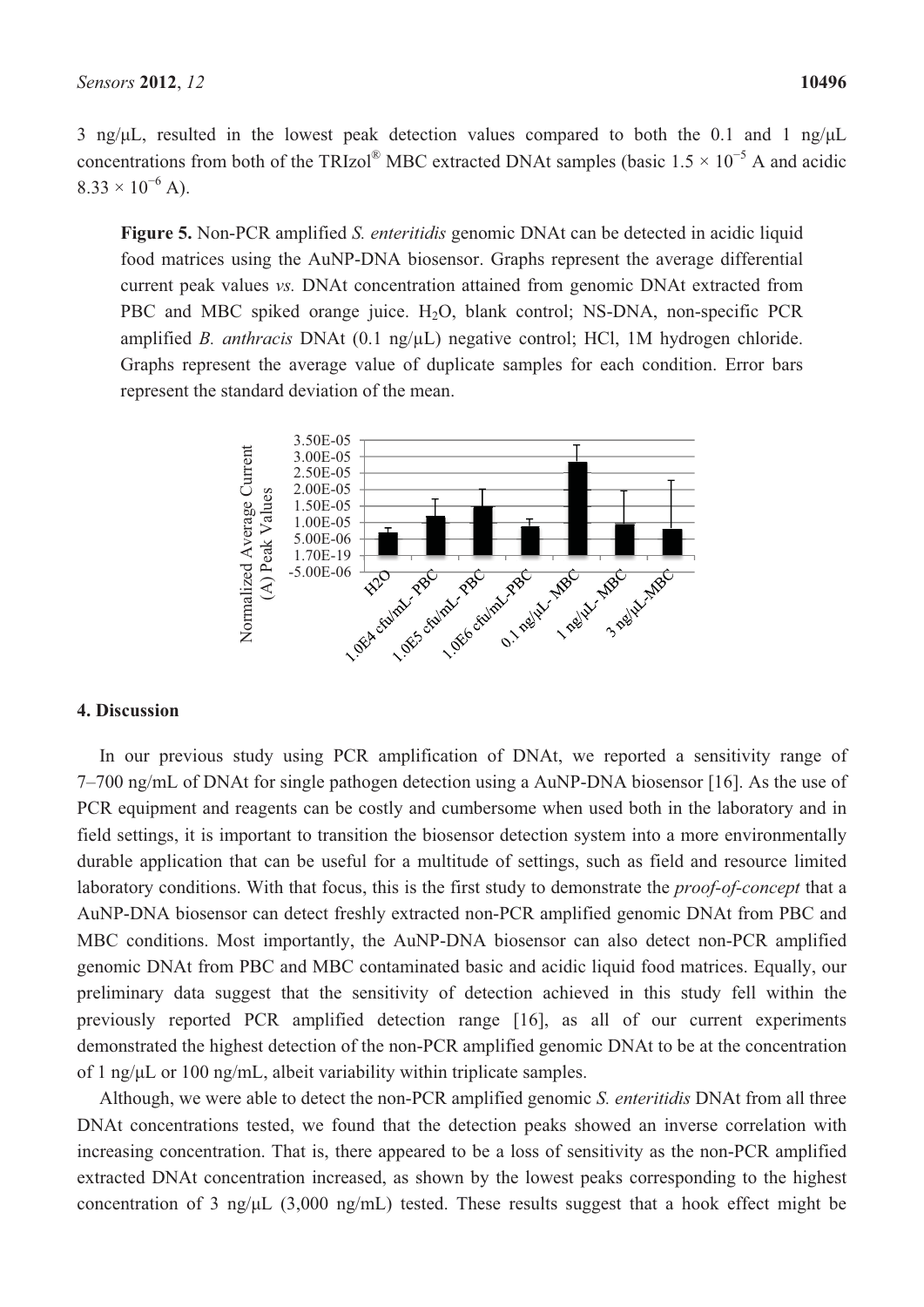3 ng/μL, resulted in the lowest peak detection values compared to both the 0.1 and 1 ng/μL concentrations from both of the TRIzol® MBC extracted DNAt samples (basic $1.5 \times 10^{-5}$ A and acidic $8.33 \times 10^{-6}$ A).

**Figure 5.** Non-PCR amplified *S. enteritidis* genomic DNAt can be detected in acidic liquid food matrices using the AuNP-DNA biosensor. Graphs represent the average differential current peak values *vs.* DNAt concentration attained from genomic DNAt extracted from PBC and MBC spiked orange juice. $H_2O$, blank control; NS-DNA, non-specific PCR amplified *B. anthracis* DNAt (0.1 ng/μL) negative control; HCl, 1M hydrogen chloride. Graphs represent the average value of duplicate samples for each condition. Error bars represent the standard deviation of the mean.

## 4. Discussion

In our previous study using PCR amplification of DNAt, we reported a sensitivity range of 7–700 ng/mL of DNAt for single pathogen detection using a AuNP-DNA biosensor [16]. As the use of PCR equipment and reagents can be costly and cumbersome when used both in the laboratory and in field settings, it is important to transition the biosensor detection system into a more environmentally durable application that can be useful for a multitude of settings, such as field and resource limited laboratory conditions. With that focus, this is the first study to demonstrate the *proof-of-concept* that a AuNP-DNA biosensor can detect freshly extracted non-PCR amplified genomic DNAt from PBC and MBC conditions. Most importantly, the AuNP-DNA biosensor can also detect non-PCR amplified genomic DNAt from PBC and MBC contaminated basic and acidic liquid food matrices. Equally, our preliminary data suggest that the sensitivity of detection achieved in this study fell within the previously reported PCR amplified detection range [16], as all of our current experiments demonstrated the highest detection of the non-PCR amplified genomic DNAt to be at the concentration of 1 ng/μL or 100 ng/mL, albeit variability within triplicate samples.

Although, we were able to detect the non-PCR amplified genomic *S. enteritidis* DNAt from all three DNAt concentrations tested, we found that the detection peaks showed an inverse correlation with increasing concentration. That is, there appeared to be a loss of sensitivity as the non-PCR amplified extracted DNAt concentration increased, as shown by the lowest peaks corresponding to the highest concentration of 3 ng/μL (3,000 ng/mL) tested. These results suggest that a hook effect might be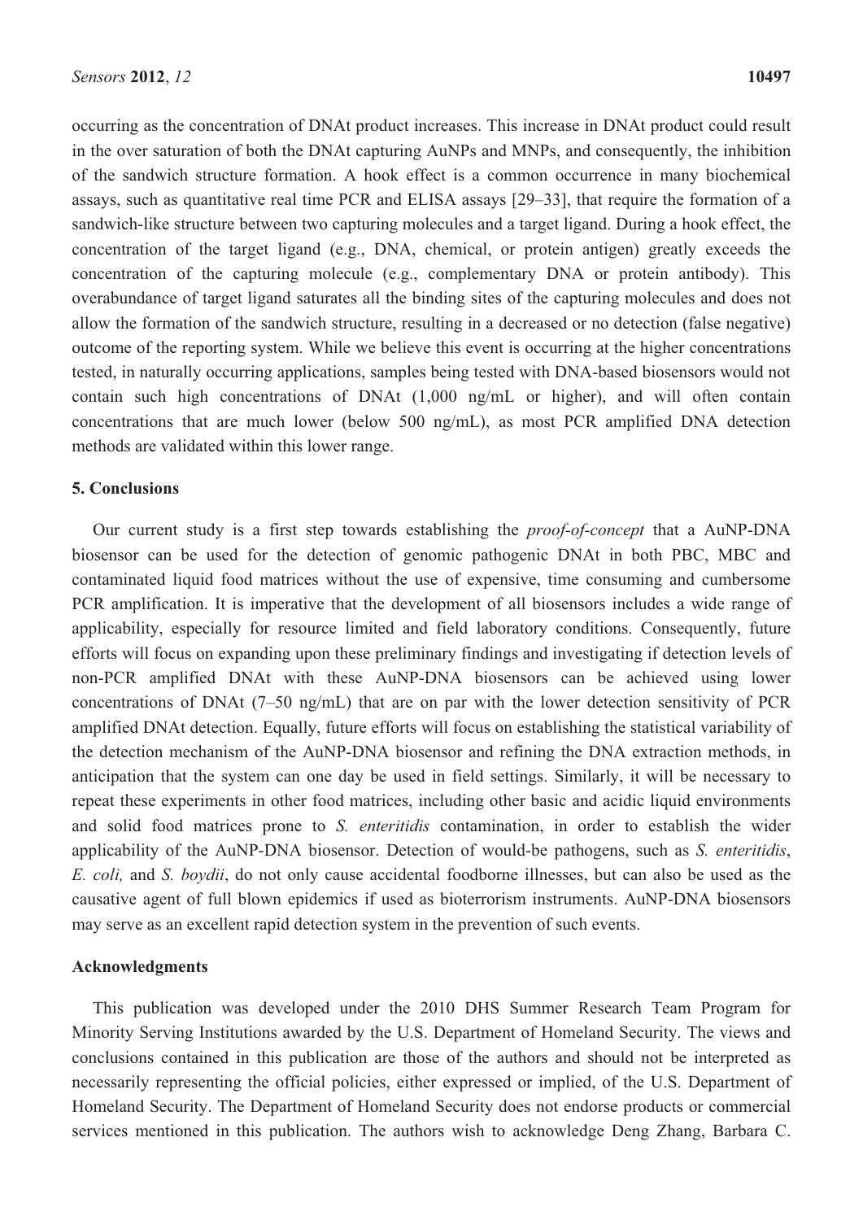occurring as the concentration of DNAt product increases. This increase in DNAt product could result in the over saturation of both the DNAt capturing AuNPs and MNPs, and consequently, the inhibition of the sandwich structure formation. A hook effect is a common occurrence in many biochemical assays, such as quantitative real time PCR and ELISA assays [29–33], that require the formation of a sandwich-like structure between two capturing molecules and a target ligand. During a hook effect, the concentration of the target ligand (e.g., DNA, chemical, or protein antigen) greatly exceeds the concentration of the capturing molecule (e.g., complementary DNA or protein antibody). This overabundance of target ligand saturates all the binding sites of the capturing molecules and does not allow the formation of the sandwich structure, resulting in a decreased or no detection (false negative) outcome of the reporting system. While we believe this event is occurring at the higher concentrations tested, in naturally occurring applications, samples being tested with DNA-based biosensors would not contain such high concentrations of DNAt (1,000 ng/mL or higher), and will often contain concentrations that are much lower (below 500 ng/mL), as most PCR amplified DNA detection methods are validated within this lower range.

## 5. Conclusions

Our current study is a first step towards establishing the *proof-of-concept* that a AuNP-DNA biosensor can be used for the detection of genomic pathogenic DNAt in both PBC, MBC and contaminated liquid food matrices without the use of expensive, time consuming and cumbersome PCR amplification. It is imperative that the development of all biosensors includes a wide range of applicability, especially for resource limited and field laboratory conditions. Consequently, future efforts will focus on expanding upon these preliminary findings and investigating if detection levels of non-PCR amplified DNAt with these AuNP-DNA biosensors can be achieved using lower concentrations of DNAt (7–50 ng/mL) that are on par with the lower detection sensitivity of PCR amplified DNAt detection. Equally, future efforts will focus on establishing the statistical variability of the detection mechanism of the AuNP-DNA biosensor and refining the DNA extraction methods, in anticipation that the system can one day be used in field settings. Similarly, it will be necessary to repeat these experiments in other food matrices, including other basic and acidic liquid environments and solid food matrices prone to *S. enteritidis* contamination, in order to establish the wider applicability of the AuNP-DNA biosensor. Detection of would-be pathogens, such as *S. enteritidis*, *E. coli,* and *S. boydii*, do not only cause accidental foodborne illnesses, but can also be used as the causative agent of full blown epidemics if used as bioterrorism instruments. AuNP-DNA biosensors may serve as an excellent rapid detection system in the prevention of such events.

## Acknowledgments

This publication was developed under the 2010 DHS Summer Research Team Program for Minority Serving Institutions awarded by the U.S. Department of Homeland Security. The views and conclusions contained in this publication are those of the authors and should not be interpreted as necessarily representing the official policies, either expressed or implied, of the U.S. Department of Homeland Security. The Department of Homeland Security does not endorse products or commercial services mentioned in this publication. The authors wish to acknowledge Deng Zhang, Barbara C.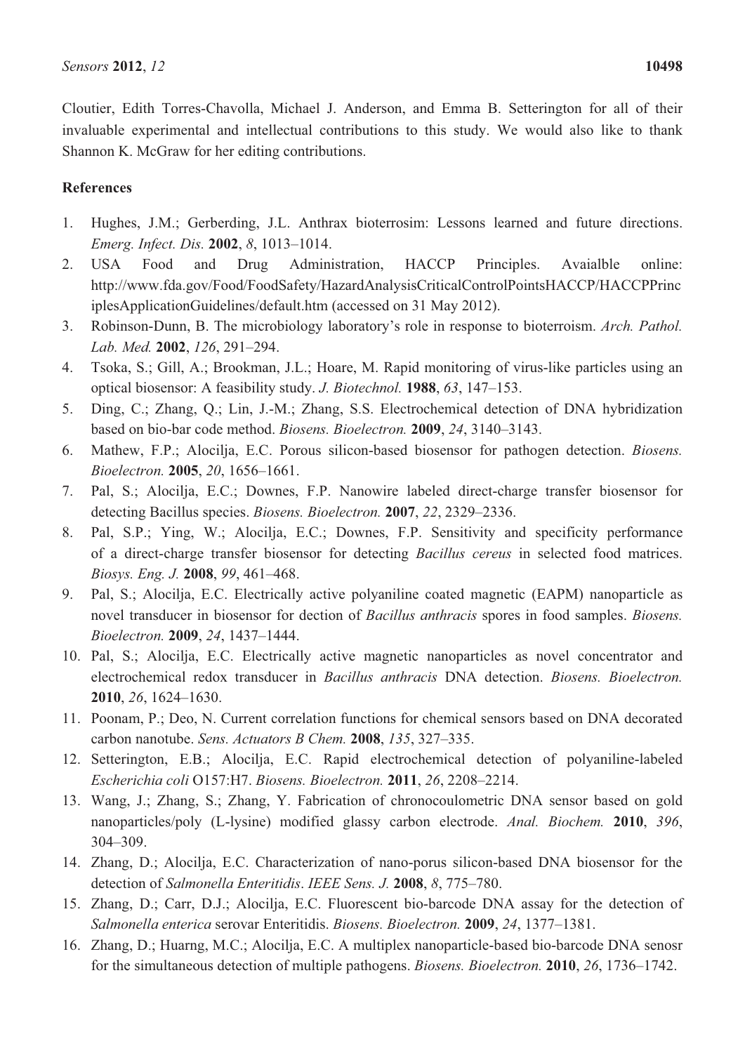Cloutier, Edith Torres-Chavolla, Michael J. Anderson, and Emma B. Setterington for all of their invaluable experimental and intellectual contributions to this study. We would also like to thank Shannon K. McGraw for her editing contributions.

## References

1. Hughes, J.M.; Gerberding, J.L. Anthrax bioterrosim: Lessons learned and future directions. *Emerg. Infect. Dis.* **2002**, *8*, 1013–1014.
2. USA Food and Drug Administration, HACCP Principles. Avaialble online: http://www.fda.gov/Food/FoodSafety/HazardAnalysisCriticalControlPointsHACCP/HACCPPrinciplesApplicationGuidelines/default.htm (accessed on 31 May 2012).
3. Robinson-Dunn, B. The microbiology laboratory's role in response to bioterroism. *Arch. Pathol. Lab. Med.* **2002**, *126*, 291–294.
4. Tsoka, S.; Gill, A.; Brookman, J.L.; Hoare, M. Rapid monitoring of virus-like particles using an optical biosensor: A feasibility study. *J. Biotechnol.* **1988**, *63*, 147–153.
5. Ding, C.; Zhang, Q.; Lin, J.-M.; Zhang, S.S. Electrochemical detection of DNA hybridization based on bio-bar code method. *Biosens. Bioelectron.* **2009**, *24*, 3140–3143.
6. Mathew, F.P.; Alocilja, E.C. Porous silicon-based biosensor for pathogen detection. *Biosens. Bioelectron.* **2005**, *20*, 1656–1661.
7. Pal, S.; Alocilja, E.C.; Downes, F.P. Nanowire labeled direct-charge transfer biosensor for detecting Bacillus species. *Biosens. Bioelectron.* **2007**, *22*, 2329–2336.
8. Pal, S.P.; Ying, W.; Alocilja, E.C.; Downes, F.P. Sensitivity and specificity performance of a direct-charge transfer biosensor for detecting *Bacillus cereus* in selected food matrices. *Biosys. Eng. J.* **2008**, *99*, 461–468.
9. Pal, S.; Alocilja, E.C. Electrically active polyaniline coated magnetic (EAPM) nanoparticle as novel transducer in biosensor for dection of *Bacillus anthracis* spores in food samples. *Biosens. Bioelectron.* **2009**, *24*, 1437–1444.
10. Pal, S.; Alocilja, E.C. Electrically active magnetic nanoparticles as novel concentrator and electrochemical redox transducer in *Bacillus anthracis* DNA detection. *Biosens. Bioelectron.* **2010**, *26*, 1624–1630.
11. Poonam, P.; Deo, N. Current correlation functions for chemical sensors based on DNA decorated carbon nanotube. *Sens. Actuators B Chem.* **2008**, *135*, 327–335.
12. Setterington, E.B.; Alocilja, E.C. Rapid electrochemical detection of polyaniline-labeled *Escherichia coli* O157:H7. *Biosens. Bioelectron.* **2011**, *26*, 2208–2214.
13. Wang, J.; Zhang, S.; Zhang, Y. Fabrication of chronocoulometric DNA sensor based on gold nanoparticles/poly (L-lysine) modified glassy carbon electrode. *Anal. Biochem.* **2010**, *396*, 304–309.
14. Zhang, D.; Alocilja, E.C. Characterization of nano-porus silicon-based DNA biosensor for the detection of *Salmonella Enteritidis*. *IEEE Sens. J.* **2008**, *8*, 775–780.
15. Zhang, D.; Carr, D.J.; Alocilja, E.C. Fluorescent bio-barcode DNA assay for the detection of *Salmonella enterica* serovar Enteritidis. *Biosens. Bioelectron.* **2009**, *24*, 1377–1381.
16. Zhang, D.; Huarng, M.C.; Alocilja, E.C. A multiplex nanoparticle-based bio-barcode DNA senosr for the simultaneous detection of multiple pathogens. *Biosens. Bioelectron.* **2010**, *26*, 1736–1742.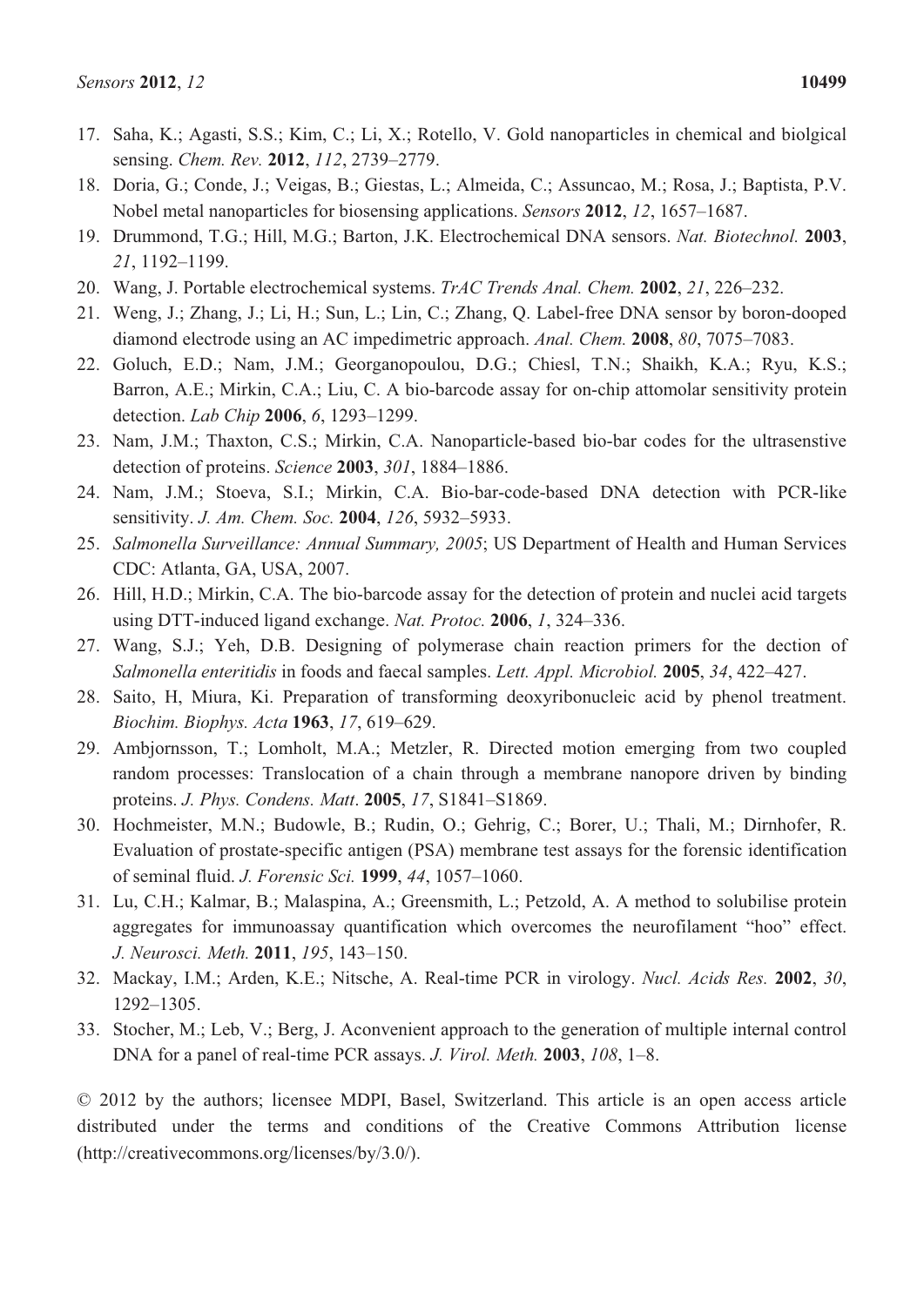17. Saha, K.; Agasti, S.S.; Kim, C.; Li, X.; Rotello, V. Gold nanoparticles in chemical and biolgical sensing. *Chem. Rev.* **2012**, *112*, 2739–2779.
18. Doria, G.; Conde, J.; Veigas, B.; Giestas, L.; Almeida, C.; Assuncao, M.; Rosa, J.; Baptista, P.V. Nobel metal nanoparticles for biosensing applications. *Sensors* **2012**, *12*, 1657–1687.
19. Drummond, T.G.; Hill, M.G.; Barton, J.K. Electrochemical DNA sensors. *Nat. Biotechnol.* **2003**, *21*, 1192–1199.
20. Wang, J. Portable electrochemical systems. *TrAC Trends Anal. Chem.* **2002**, *21*, 226–232.
21. Weng, J.; Zhang, J.; Li, H.; Sun, L.; Lin, C.; Zhang, Q. Label-free DNA sensor by boron-dooped diamond electrode using an AC impedimetric approach. *Anal. Chem.* **2008**, *80*, 7075–7083.
22. Goluch, E.D.; Nam, J.M.; Georganopoulou, D.G.; Chiesl, T.N.; Shaikh, K.A.; Ryu, K.S.; Barron, A.E.; Mirkin, C.A.; Liu, C. A bio-barcode assay for on-chip attomolar sensitivity protein detection. *Lab Chip* **2006**, *6*, 1293–1299.
23. Nam, J.M.; Thaxton, C.S.; Mirkin, C.A. Nanoparticle-based bio-bar codes for the ultrasenstive detection of proteins. *Science* **2003**, *301*, 1884–1886.
24. Nam, J.M.; Stoeva, S.I.; Mirkin, C.A. Bio-bar-code-based DNA detection with PCR-like sensitivity. *J. Am. Chem. Soc.* **2004**, *126*, 5932–5933.
25. *Salmonella Surveillance: Annual Summary, 2005*; US Department of Health and Human Services CDC: Atlanta, GA, USA, 2007.
26. Hill, H.D.; Mirkin, C.A. The bio-barcode assay for the detection of protein and nuclei acid targets using DTT-induced ligand exchange. *Nat. Protoc.* **2006**, *1*, 324–336.
27. Wang, S.J.; Yeh, D.B. Designing of polymerase chain reaction primers for the dection of *Salmonella enteritidis* in foods and faecal samples. *Lett. Appl. Microbiol.* **2005**, *34*, 422–427.
28. Saito, H, Miura, Ki. Preparation of transforming deoxyribonucleic acid by phenol treatment. *Biochim. Biophys. Acta* **1963**, *17*, 619–629.
29. Ambjornsson, T.; Lomholt, M.A.; Metzler, R. Directed motion emerging from two coupled random processes: Translocation of a chain through a membrane nanopore driven by binding proteins. *J. Phys. Condens. Matt*. **2005**, *17*, S1841–S1869.
30. Hochmeister, M.N.; Budowle, B.; Rudin, O.; Gehrig, C.; Borer, U.; Thali, M.; Dirnhofer, R. Evaluation of prostate-specific antigen (PSA) membrane test assays for the forensic identification of seminal fluid. *J. Forensic Sci.* **1999**, *44*, 1057–1060.
31. Lu, C.H.; Kalmar, B.; Malaspina, A.; Greensmith, L.; Petzold, A. A method to solubilise protein aggregates for immunoassay quantification which overcomes the neurofilament "hoo" effect. *J. Neurosci. Meth.* **2011**, *195*, 143–150.
32. Mackay, I.M.; Arden, K.E.; Nitsche, A. Real-time PCR in virology. *Nucl. Acids Res.* **2002**, *30*, 1292–1305.
33. Stocher, M.; Leb, V.; Berg, J. Aconvenient approach to the generation of multiple internal control DNA for a panel of real-time PCR assays. *J. Virol. Meth.* **2003**, *108*, 1–8.

© 2012 by the authors; licensee MDPI, Basel, Switzerland. This article is an open access article distributed under the terms and conditions of the Creative Commons Attribution license (http://creativecommons.org/licenses/by/3.0/).